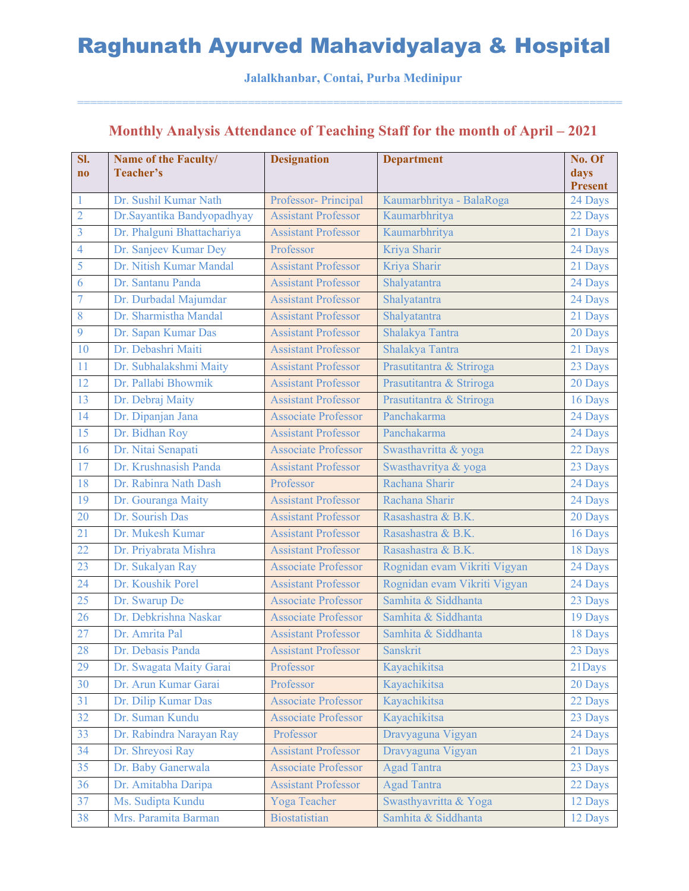# Raghunath Ayurved Mahavidyalaya & Hospital

**Jalalkhanbar, Contai, Purba Medinipur**

## Monthly Analysis Attendance of Teaching Staff for the month of April – 2021

| Sl. no | Name of the Faculty/ Teacher's | Designation | Department | No. Of days Present |
|---|---|---|---|---|
| 1 | Dr. Sushil Kumar Nath | Professor- Principal | Kaumarbhritya - BalaRoga | 24 Days |
| 2 | Dr.Sayantika Bandyopadhyay | Assistant Professor | Kaumarbhritya | 22 Days |
| 3 | Dr. Phalguni Bhattachariya | Assistant Professor | Kaumarbhritya | 21 Days |
| 4 | Dr. Sanjeev Kumar Dey | Professor | Kriya Sharir | 24 Days |
| 5 | Dr. Nitish Kumar Mandal | Assistant Professor | Kriya Sharir | 21 Days |
| 6 | Dr. Santanu Panda | Assistant Professor | Shalyatantra | 24 Days |
| 7 | Dr. Durbadal Majumdar | Assistant Professor | Shalyatantra | 24 Days |
| 8 | Dr. Sharmistha Mandal | Assistant Professor | Shalyatantra | 21 Days |
| 9 | Dr. Sapan Kumar Das | Assistant Professor | Shalakya Tantra | 20 Days |
| 10 | Dr. Debashri Maiti | Assistant Professor | Shalakya Tantra | 21 Days |
| 11 | Dr. Subhalakshmi Maity | Assistant Professor | Prasutitantra & Striroga | 23 Days |
| 12 | Dr. Pallabi Bhowmik | Assistant Professor | Prasutitantra & Striroga | 20 Days |
| 13 | Dr. Debraj Maity | Assistant Professor | Prasutitantra & Striroga | 16 Days |
| 14 | Dr. Dipanjan Jana | Associate Professor | Panchakarma | 24 Days |
| 15 | Dr. Bidhan Roy | Assistant Professor | Panchakarma | 24 Days |
| 16 | Dr. Nitai Senapati | Associate Professor | Swasthavritta & yoga | 22 Days |
| 17 | Dr. Krushnasish Panda | Assistant Professor | Swasthavritya & yoga | 23 Days |
| 18 | Dr. Rabinra Nath Dash | Professor | Rachana Sharir | 24 Days |
| 19 | Dr. Gouranga Maity | Assistant Professor | Rachana Sharir | 24 Days |
| 20 | Dr. Sourish Das | Assistant Professor | Rasashastra & B.K. | 20 Days |
| 21 | Dr. Mukesh Kumar | Assistant Professor | Rasashastra & B.K. | 16 Days |
| 22 | Dr. Priyabrata Mishra | Assistant Professor | Rasashastra & B.K. | 18 Days |
| 23 | Dr. Sukalyan Ray | Associate Professor | Rognidan evam Vikriti Vigyan | 24 Days |
| 24 | Dr. Koushik Porel | Assistant Professor | Rognidan evam Vikriti Vigyan | 24 Days |
| 25 | Dr. Swarup De | Associate Professor | Samhita & Siddhanta | 23 Days |
| 26 | Dr. Debkrishna Naskar | Associate Professor | Samhita & Siddhanta | 19 Days |
| 27 | Dr. Amrita Pal | Assistant Professor | Samhita & Siddhanta | 18 Days |
| 28 | Dr. Debasis Panda | Assistant Professor | Sanskrit | 23 Days |
| 29 | Dr. Swagata Maity Garai | Professor | Kayachikitsa | 21Days |
| 30 | Dr. Arun Kumar Garai | Professor | Kayachikitsa | 20 Days |
| 31 | Dr. Dilip Kumar Das | Associate Professor | Kayachikitsa | 22 Days |
| 32 | Dr. Suman Kundu | Associate Professor | Kayachikitsa | 23 Days |
| 33 | Dr. Rabindra Narayan Ray | Professor | Dravyaguna Vigyan | 24 Days |
| 34 | Dr. Shreyosi Ray | Assistant Professor | Dravyaguna Vigyan | 21 Days |
| 35 | Dr. Baby Ganerwala | Associate Professor | Agad Tantra | 23 Days |
| 36 | Dr. Amitabha Daripa | Assistant Professor | Agad Tantra | 22 Days |
| 37 | Ms. Sudipta Kundu | Yoga Teacher | Swasthyavritta & Yoga | 12 Days |
| 38 | Mrs. Paramita Barman | Biostatistian | Samhita & Siddhanta | 12 Days |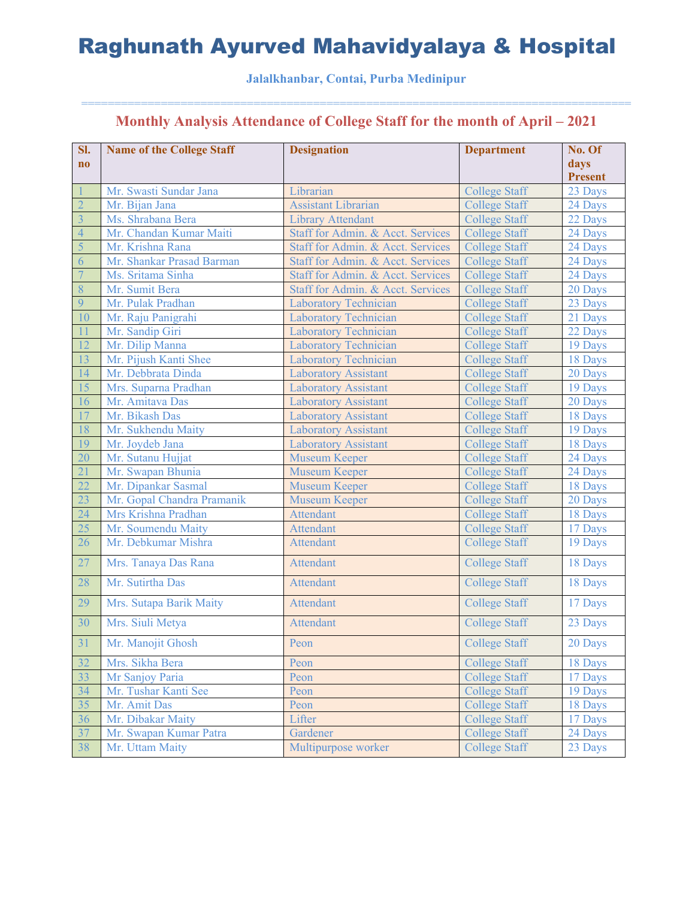# Raghunath Ayurved Mahavidyalaya & Hospital

**Jalalkhanbar, Contai, Purba Medinipur**

## Monthly Analysis Attendance of College Staff for the month of April – 2021

| Sl. no | Name of the College Staff | Designation | Department | No. Of days Present |
|---|---|---|---|---|
| 1 | Mr. Swasti Sundar Jana | Librarian | College Staff | 23 Days |
| 2 | Mr. Bijan Jana | Assistant Librarian | College Staff | 24 Days |
| 3 | Ms. Shrabana Bera | Library Attendant | College Staff | 22 Days |
| 4 | Mr. Chandan Kumar Maiti | Staff for Admin. & Acct. Services | College Staff | 24 Days |
| 5 | Mr. Krishna Rana | Staff for Admin. & Acct. Services | College Staff | 24 Days |
| 6 | Mr. Shankar Prasad Barman | Staff for Admin. & Acct. Services | College Staff | 24 Days |
| 7 | Ms. Sritama Sinha | Staff for Admin. & Acct. Services | College Staff | 24 Days |
| 8 | Mr. Sumit Bera | Staff for Admin. & Acct. Services | College Staff | 20 Days |
| 9 | Mr. Pulak Pradhan | Laboratory Technician | College Staff | 23 Days |
| 10 | Mr. Raju Panigrahi | Laboratory Technician | College Staff | 21 Days |
| 11 | Mr. Sandip Giri | Laboratory Technician | College Staff | 22 Days |
| 12 | Mr. Dilip Manna | Laboratory Technician | College Staff | 19 Days |
| 13 | Mr. Pijush Kanti Shee | Laboratory Technician | College Staff | 18 Days |
| 14 | Mr. Debbrata Dinda | Laboratory Assistant | College Staff | 20 Days |
| 15 | Mrs. Suparna Pradhan | Laboratory Assistant | College Staff | 19 Days |
| 16 | Mr. Amitava Das | Laboratory Assistant | College Staff | 20 Days |
| 17 | Mr. Bikash Das | Laboratory Assistant | College Staff | 18 Days |
| 18 | Mr. Sukhendu Maity | Laboratory Assistant | College Staff | 19 Days |
| 19 | Mr. Joydeb Jana | Laboratory Assistant | College Staff | 18 Days |
| 20 | Mr. Sutanu Hujjat | Museum Keeper | College Staff | 24 Days |
| 21 | Mr. Swapan Bhunia | Museum Keeper | College Staff | 24 Days |
| 22 | Mr. Dipankar Sasmal | Museum Keeper | College Staff | 18 Days |
| 23 | Mr. Gopal Chandra Pramanik | Museum Keeper | College Staff | 20 Days |
| 24 | Mrs Krishna Pradhan | Attendant | College Staff | 18 Days |
| 25 | Mr. Soumendu Maity | Attendant | College Staff | 17 Days |
| 26 | Mr. Debkumar Mishra | Attendant | College Staff | 19 Days |
| 27 | Mrs. Tanaya Das Rana | Attendant | College Staff | 18 Days |
| 28 | Mr. Sutirtha Das | Attendant | College Staff | 18 Days |
| 29 | Mrs. Sutapa Barik Maity | Attendant | College Staff | 17 Days |
| 30 | Mrs. Siuli Metya | Attendant | College Staff | 23 Days |
| 31 | Mr. Manojit Ghosh | Peon | College Staff | 20 Days |
| 32 | Mrs. Sikha Bera | Peon | College Staff | 18 Days |
| 33 | Mr Sanjoy Paria | Peon | College Staff | 17 Days |
| 34 | Mr. Tushar Kanti See | Peon | College Staff | 19 Days |
| 35 | Mr. Amit Das | Peon | College Staff | 18 Days |
| 36 | Mr. Dibakar Maity | Lifter | College Staff | 17 Days |
| 37 | Mr. Swapan Kumar Patra | Gardener | College Staff | 24 Days |
| 38 | Mr. Uttam Maity | Multipurpose worker | College Staff | 23 Days |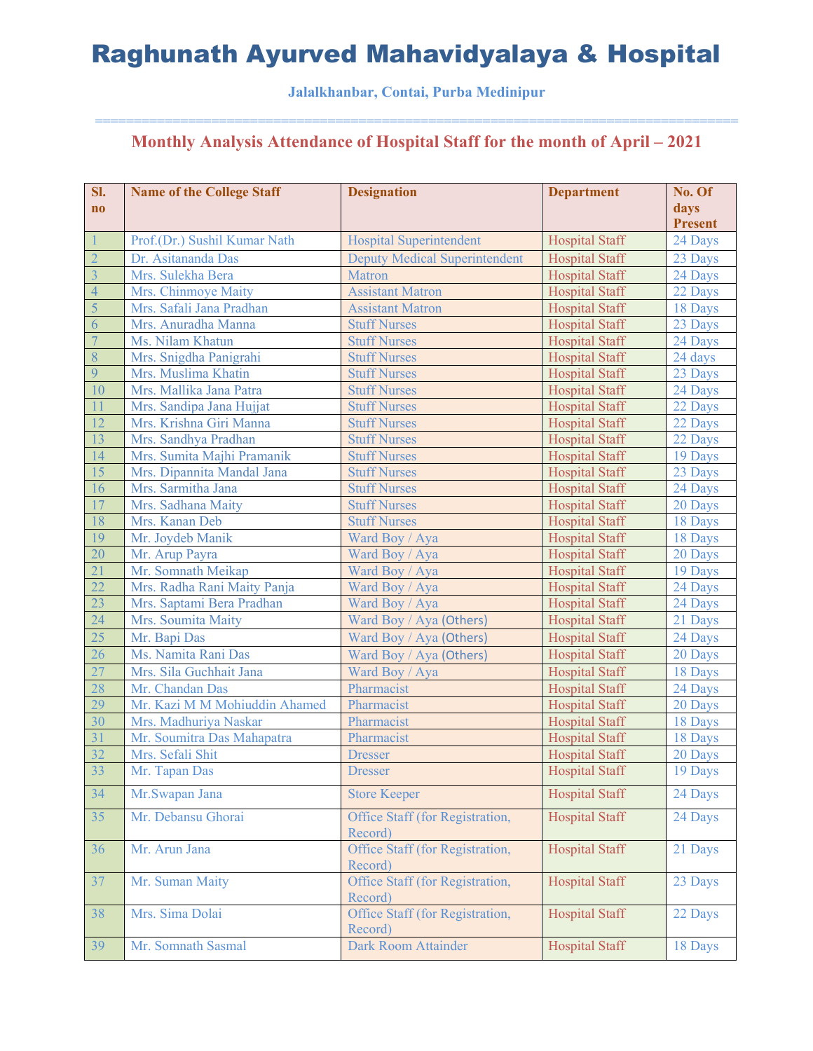# Raghunath Ayurved Mahavidyalaya & Hospital

**Jalalkhanbar, Contai, Purba Medinipur**

## Monthly Analysis Attendance of Hospital Staff for the month of April – 2021

| Sl. no | Name of the College Staff | Designation | Department | No. Of days Present |
|---|---|---|---|---|
| 1 | Prof.(Dr.) Sushil Kumar Nath | Hospital Superintendent | Hospital Staff | 24 Days |
| 2 | Dr. Asitananda Das | Deputy Medical Superintendent | Hospital Staff | 23 Days |
| 3 | Mrs. Sulekha Bera | Matron | Hospital Staff | 24 Days |
| 4 | Mrs. Chinmoye Maity | Assistant Matron | Hospital Staff | 22 Days |
| 5 | Mrs. Safali Jana Pradhan | Assistant Matron | Hospital Staff | 18 Days |
| 6 | Mrs. Anuradha Manna | Stuff Nurses | Hospital Staff | 23 Days |
| 7 | Ms. Nilam Khatun | Stuff Nurses | Hospital Staff | 24 Days |
| 8 | Mrs. Snigdha Panigrahi | Stuff Nurses | Hospital Staff | 24 days |
| 9 | Mrs. Muslima Khatin | Stuff Nurses | Hospital Staff | 23 Days |
| 10 | Mrs. Mallika Jana Patra | Stuff Nurses | Hospital Staff | 24 Days |
| 11 | Mrs. Sandipa Jana Hujjat | Stuff Nurses | Hospital Staff | 22 Days |
| 12 | Mrs. Krishna Giri Manna | Stuff Nurses | Hospital Staff | 22 Days |
| 13 | Mrs. Sandhya Pradhan | Stuff Nurses | Hospital Staff | 22 Days |
| 14 | Mrs. Sumita Majhi Pramanik | Stuff Nurses | Hospital Staff | 19 Days |
| 15 | Mrs. Dipannita Mandal Jana | Stuff Nurses | Hospital Staff | 23 Days |
| 16 | Mrs. Sarmitha Jana | Stuff Nurses | Hospital Staff | 24 Days |
| 17 | Mrs. Sadhana Maity | Stuff Nurses | Hospital Staff | 20 Days |
| 18 | Mrs. Kanan Deb | Stuff Nurses | Hospital Staff | 18 Days |
| 19 | Mr. Joydeb Manik | Ward Boy / Aya | Hospital Staff | 18 Days |
| 20 | Mr. Arup Payra | Ward Boy / Aya | Hospital Staff | 20 Days |
| 21 | Mr. Somnath Meikap | Ward Boy / Aya | Hospital Staff | 19 Days |
| 22 | Mrs. Radha Rani Maity Panja | Ward Boy / Aya | Hospital Staff | 24 Days |
| 23 | Mrs. Saptami Bera Pradhan | Ward Boy / Aya | Hospital Staff | 24 Days |
| 24 | Mrs. Soumita Maity | Ward Boy / Aya (Others) | Hospital Staff | 21 Days |
| 25 | Mr. Bapi Das | Ward Boy / Aya (Others) | Hospital Staff | 24 Days |
| 26 | Ms. Namita Rani Das | Ward Boy / Aya (Others) | Hospital Staff | 20 Days |
| 27 | Mrs. Sila Guchhait Jana | Ward Boy / Aya | Hospital Staff | 18 Days |
| 28 | Mr. Chandan Das | Pharmacist | Hospital Staff | 24 Days |
| 29 | Mr. Kazi M M Mohiuddin Ahamed | Pharmacist | Hospital Staff | 20 Days |
| 30 | Mrs. Madhuriya Naskar | Pharmacist | Hospital Staff | 18 Days |
| 31 | Mr. Soumitra Das Mahapatra | Pharmacist | Hospital Staff | 18 Days |
| 32 | Mrs. Sefali Shit | Dresser | Hospital Staff | 20 Days |
| 33 | Mr. Tapan Das | Dresser | Hospital Staff | 19 Days |
| 34 | Mr.Swapan Jana | Store Keeper | Hospital Staff | 24 Days |
| 35 | Mr. Debansu Ghorai | Office Staff (for Registration, Record) | Hospital Staff | 24 Days |
| 36 | Mr. Arun Jana | Office Staff (for Registration, Record) | Hospital Staff | 21 Days |
| 37 | Mr. Suman Maity | Office Staff (for Registration, Record) | Hospital Staff | 23 Days |
| 38 | Mrs. Sima Dolai | Office Staff (for Registration, Record) | Hospital Staff | 22 Days |
| 39 | Mr. Somnath Sasmal | Dark Room Attainder | Hospital Staff | 18 Days |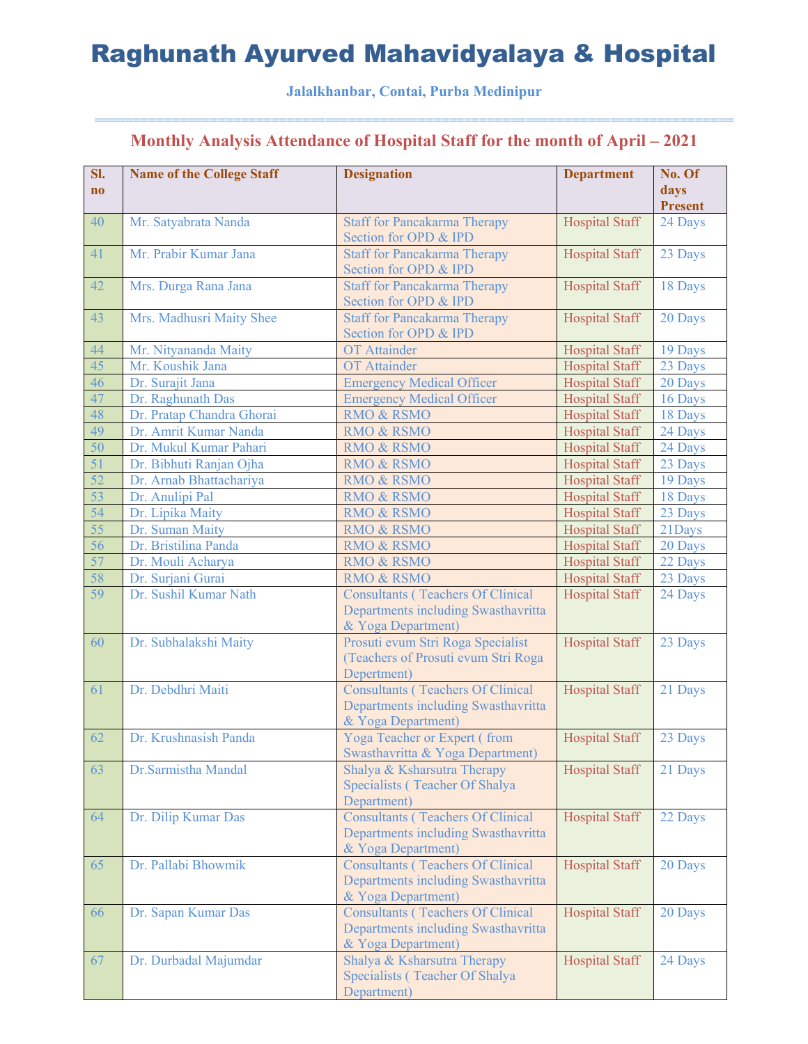# Raghunath Ayurved Mahavidyalaya & Hospital

**Jalalkhanbar, Contai, Purba Medinipur**

## Monthly Analysis Attendance of Hospital Staff for the month of April – 2021

| Sl. no | Name of the College Staff | Designation | Department | No. Of days Present |
|---|---|---|---|---|
| 40 | Mr. Satyabrata Nanda | Staff for Pancakarma Therapy Section for OPD & IPD | Hospital Staff | 24 Days |
| 41 | Mr. Prabir Kumar Jana | Staff for Pancakarma Therapy Section for OPD & IPD | Hospital Staff | 23 Days |
| 42 | Mrs. Durga Rana Jana | Staff for Pancakarma Therapy Section for OPD & IPD | Hospital Staff | 18 Days |
| 43 | Mrs. Madhusri Maity Shee | Staff for Pancakarma Therapy Section for OPD & IPD | Hospital Staff | 20 Days |
| 44 | Mr. Nityananda Maity | OT Attainder | Hospital Staff | 19 Days |
| 45 | Mr. Koushik Jana | OT Attainder | Hospital Staff | 23 Days |
| 46 | Dr. Surajit Jana | Emergency Medical Officer | Hospital Staff | 20 Days |
| 47 | Dr. Raghunath Das | Emergency Medical Officer | Hospital Staff | 16 Days |
| 48 | Dr. Pratap Chandra Ghorai | RMO & RSMO | Hospital Staff | 18 Days |
| 49 | Dr. Amrit Kumar Nanda | RMO & RSMO | Hospital Staff | 24 Days |
| 50 | Dr. Mukul Kumar Pahari | RMO & RSMO | Hospital Staff | 24 Days |
| 51 | Dr. Bibhuti Ranjan Ojha | RMO & RSMO | Hospital Staff | 23 Days |
| 52 | Dr. Arnab Bhattachariya | RMO & RSMO | Hospital Staff | 19 Days |
| 53 | Dr. Anulipi Pal | RMO & RSMO | Hospital Staff | 18 Days |
| 54 | Dr. Lipika Maity | RMO & RSMO | Hospital Staff | 23 Days |
| 55 | Dr. Suman Maity | RMO & RSMO | Hospital Staff | 21Days |
| 56 | Dr. Bristilina Panda | RMO & RSMO | Hospital Staff | 20 Days |
| 57 | Dr. Mouli Acharya | RMO & RSMO | Hospital Staff | 22 Days |
| 58 | Dr. Surjani Gurai | RMO & RSMO | Hospital Staff | 23 Days |
| 59 | Dr. Sushil Kumar Nath | Consultants ( Teachers Of Clinical Departments including Swasthavritta & Yoga Department) | Hospital Staff | 24 Days |
| 60 | Dr. Subhalakshi Maity | Prosuti evum Stri Roga Specialist (Teachers of Prosuti evum Stri Roga Depertment) | Hospital Staff | 23 Days |
| 61 | Dr. Debdhri Maiti | Consultants ( Teachers Of Clinical Departments including Swasthavritta & Yoga Department) | Hospital Staff | 21 Days |
| 62 | Dr. Krushnasish Panda | Yoga Teacher or Expert ( from Swasthavritta & Yoga Department) | Hospital Staff | 23 Days |
| 63 | Dr.Sarmistha Mandal | Shalya & Ksharsutra Therapy Specialists ( Teacher Of Shalya Department) | Hospital Staff | 21 Days |
| 64 | Dr. Dilip Kumar Das | Consultants ( Teachers Of Clinical Departments including Swasthavritta & Yoga Department) | Hospital Staff | 22 Days |
| 65 | Dr. Pallabi Bhowmik | Consultants ( Teachers Of Clinical Departments including Swasthavritta & Yoga Department) | Hospital Staff | 20 Days |
| 66 | Dr. Sapan Kumar Das | Consultants ( Teachers Of Clinical Departments including Swasthavritta & Yoga Department) | Hospital Staff | 20 Days |
| 67 | Dr. Durbadal Majumdar | Shalya & Ksharsutra Therapy Specialists ( Teacher Of Shalya Department) | Hospital Staff | 24 Days |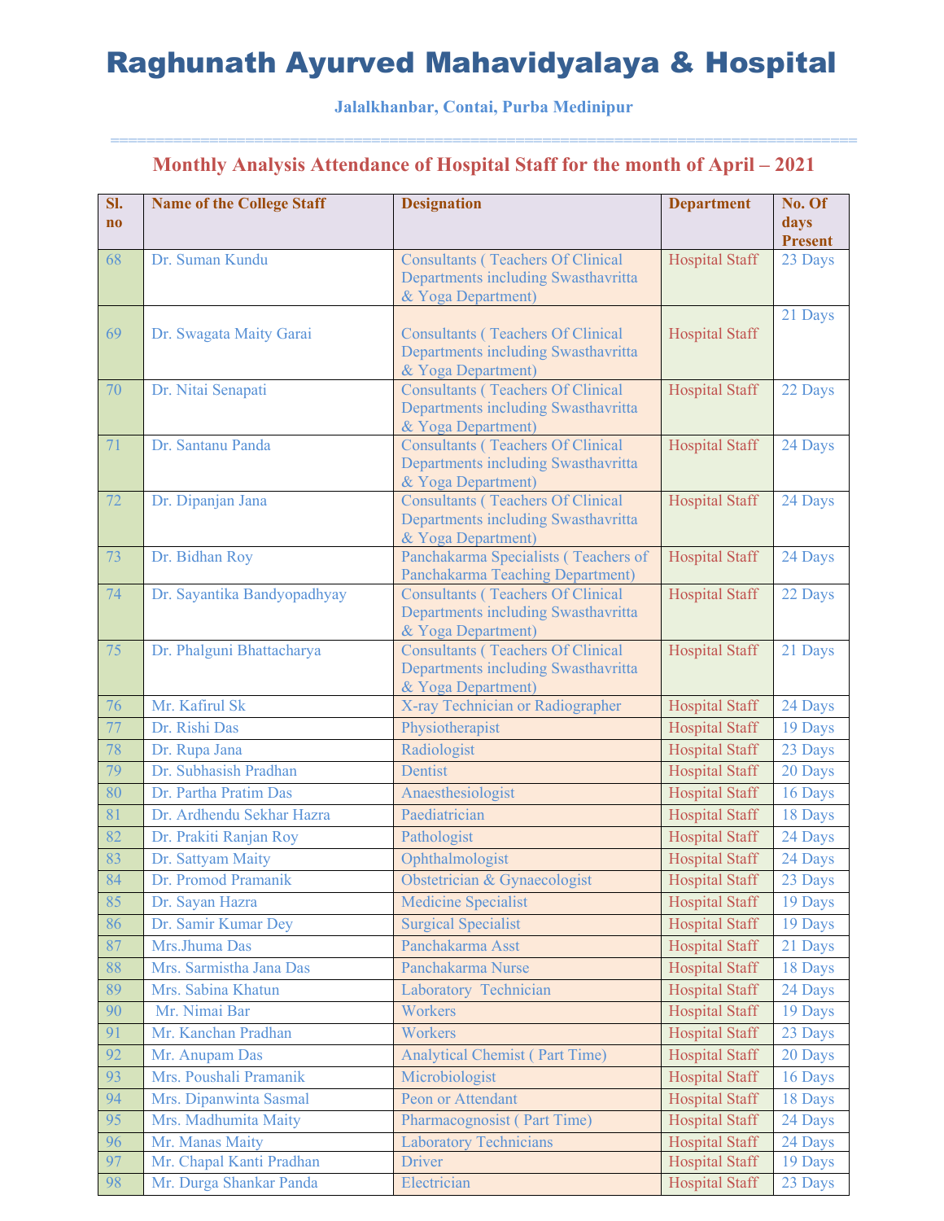# Raghunath Ayurved Mahavidyalaya & Hospital

**Jalalkhanbar, Contai, Purba Medinipur**

## Monthly Analysis Attendance of Hospital Staff for the month of April – 2021

| Sl. no | Name of the College Staff | Designation | Department | No. Of days Present |
|---|---|---|---|---|
| 68 | Dr. Suman Kundu | Consultants ( Teachers Of Clinical Departments including Swasthavritta & Yoga Department) | Hospital Staff | 23 Days |
| 69 | Dr. Swagata Maity Garai | Consultants ( Teachers Of Clinical Departments including Swasthavritta & Yoga Department) | Hospital Staff | 21 Days |
| 70 | Dr. Nitai Senapati | Consultants ( Teachers Of Clinical Departments including Swasthavritta & Yoga Department) | Hospital Staff | 22 Days |
| 71 | Dr. Santanu Panda | Consultants ( Teachers Of Clinical Departments including Swasthavritta & Yoga Department) | Hospital Staff | 24 Days |
| 72 | Dr. Dipanjan Jana | Consultants ( Teachers Of Clinical Departments including Swasthavritta & Yoga Department) | Hospital Staff | 24 Days |
| 73 | Dr. Bidhan Roy | Panchakarma Specialists ( Teachers of Panchakarma Teaching Department) | Hospital Staff | 24 Days |
| 74 | Dr. Sayantika Bandyopadhyay | Consultants ( Teachers Of Clinical Departments including Swasthavritta & Yoga Department) | Hospital Staff | 22 Days |
| 75 | Dr. Phalguni Bhattacharya | Consultants ( Teachers Of Clinical Departments including Swasthavritta & Yoga Department) | Hospital Staff | 21 Days |
| 76 | Mr. Kafirul Sk | X-ray Technician or Radiographer | Hospital Staff | 24 Days |
| 77 | Dr. Rishi Das | Physiotherapist | Hospital Staff | 19 Days |
| 78 | Dr. Rupa Jana | Radiologist | Hospital Staff | 23 Days |
| 79 | Dr. Subhasish Pradhan | Dentist | Hospital Staff | 20 Days |
| 80 | Dr. Partha Pratim Das | Anaesthesiologist | Hospital Staff | 16 Days |
| 81 | Dr. Ardhendu Sekhar Hazra | Paediatrician | Hospital Staff | 18 Days |
| 82 | Dr. Prakiti Ranjan Roy | Pathologist | Hospital Staff | 24 Days |
| 83 | Dr. Sattyam Maity | Ophthalmologist | Hospital Staff | 24 Days |
| 84 | Dr. Promod Pramanik | Obstetrician & Gynaecologist | Hospital Staff | 23 Days |
| 85 | Dr. Sayan Hazra | Medicine Specialist | Hospital Staff | 19 Days |
| 86 | Dr. Samir Kumar Dey | Surgical Specialist | Hospital Staff | 19 Days |
| 87 | Mrs.Jhuma Das | Panchakarma Asst | Hospital Staff | 21 Days |
| 88 | Mrs. Sarmistha Jana Das | Panchakarma Nurse | Hospital Staff | 18 Days |
| 89 | Mrs. Sabina Khatun | Laboratory Technician | Hospital Staff | 24 Days |
| 90 | Mr. Nimai Bar | Workers | Hospital Staff | 19 Days |
| 91 | Mr. Kanchan Pradhan | Workers | Hospital Staff | 23 Days |
| 92 | Mr. Anupam Das | Analytical Chemist ( Part Time) | Hospital Staff | 20 Days |
| 93 | Mrs. Poushali Pramanik | Microbiologist | Hospital Staff | 16 Days |
| 94 | Mrs. Dipanwinta Sasmal | Peon or Attendant | Hospital Staff | 18 Days |
| 95 | Mrs. Madhumita Maity | Pharmacognosist ( Part Time) | Hospital Staff | 24 Days |
| 96 | Mr. Manas Maity | Laboratory Technicians | Hospital Staff | 24 Days |
| 97 | Mr. Chapal Kanti Pradhan | Driver | Hospital Staff | 19 Days |
| 98 | Mr. Durga Shankar Panda | Electrician | Hospital Staff | 23 Days |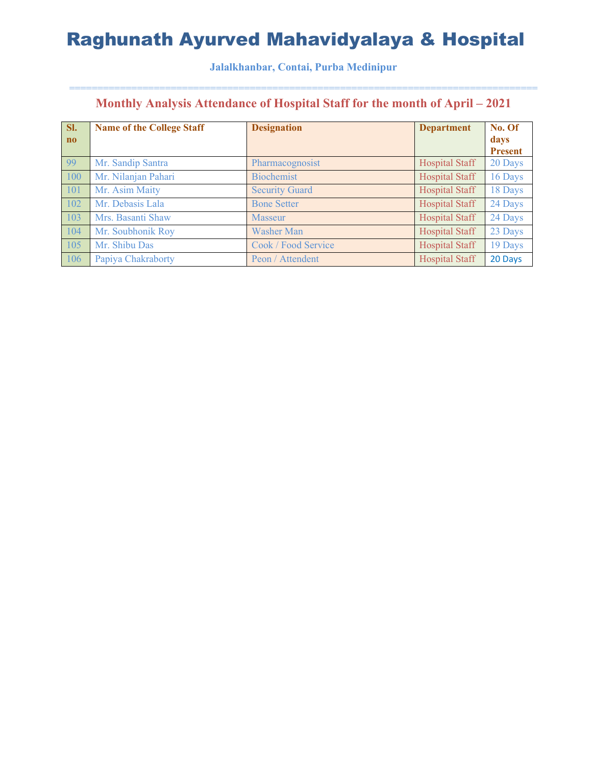# Raghunath Ayurved Mahavidyalaya & Hospital

**Jalalkhanbar, Contai, Purba Medinipur**

## Monthly Analysis Attendance of Hospital Staff for the month of April – 2021

| Sl. no | Name of the College Staff | Designation | Department | No. Of days Present |
|---|---|---|---|---|
| 99 | Mr. Sandip Santra | Pharmacognosist | Hospital Staff | 20 Days |
| 100 | Mr. Nilanjan Pahari | Biochemist | Hospital Staff | 16 Days |
| 101 | Mr. Asim Maity | Security Guard | Hospital Staff | 18 Days |
| 102 | Mr. Debasis Lala | Bone Setter | Hospital Staff | 24 Days |
| 103 | Mrs. Basanti Shaw | Masseur | Hospital Staff | 24 Days |
| 104 | Mr. Soubhonik Roy | Washer Man | Hospital Staff | 23 Days |
| 105 | Mr. Shibu Das | Cook / Food Service | Hospital Staff | 19 Days |
| 106 | Papiya Chakraborty | Peon / Attendent | Hospital Staff | 20 Days |